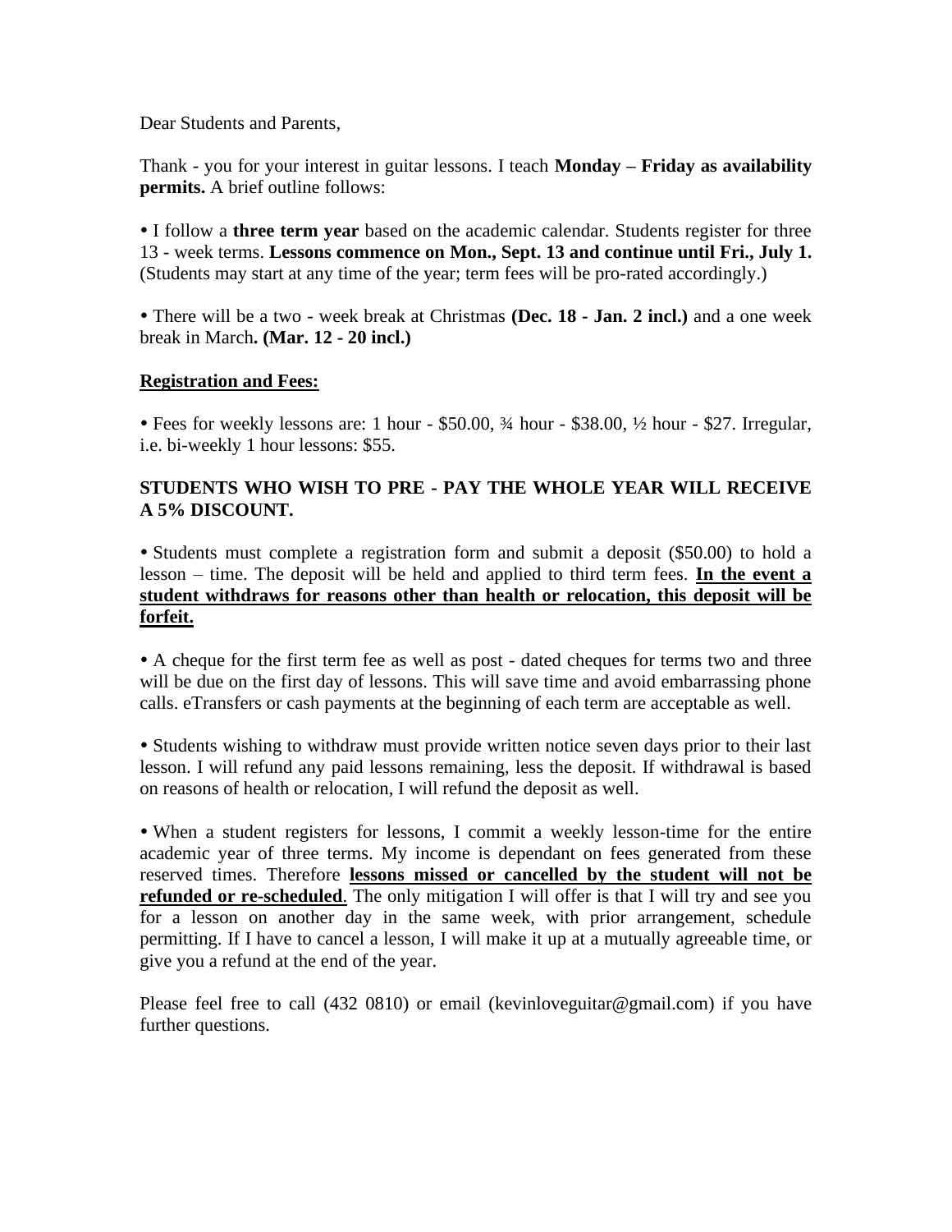Dear Students and Parents,

Thank - you for your interest in guitar lessons. I teach **Monday – Friday as availability permits.** A brief outline follows:

• I follow a **three term year** based on the academic calendar. Students register for three 13 - week terms. **Lessons commence on Mon., Sept. 13 and continue until Fri., July 1.** (Students may start at any time of the year; term fees will be pro-rated accordingly.)

• There will be a two - week break at Christmas **(Dec. 18 - Jan. 2 incl.)** and a one week break in March**. (Mar. 12 - 20 incl.)**

<u>**Registration and Fees:**</u>

• Fees for weekly lessons are: 1 hour - $50.00, ¾ hour - $38.00, ½ hour - $27. Irregular, i.e. bi-weekly 1 hour lessons: $55.

**STUDENTS WHO WISH TO PRE - PAY THE WHOLE YEAR WILL RECEIVE A 5% DISCOUNT.**

• Students must complete a registration form and submit a deposit ($50.00) to hold a lesson – time. The deposit will be held and applied to third term fees. <u>**In the event a student withdraws for reasons other than health or relocation, this deposit will be forfeit.**</u>

• A cheque for the first term fee as well as post - dated cheques for terms two and three will be due on the first day of lessons. This will save time and avoid embarrassing phone calls. eTransfers or cash payments at the beginning of each term are acceptable as well.

• Students wishing to withdraw must provide written notice seven days prior to their last lesson. I will refund any paid lessons remaining, less the deposit. If withdrawal is based on reasons of health or relocation, I will refund the deposit as well.

• When a student registers for lessons, I commit a weekly lesson-time for the entire academic year of three terms. My income is dependant on fees generated from these reserved times. Therefore <u>**lessons missed or cancelled by the student will not be refunded or re-scheduled**</u>. The only mitigation I will offer is that I will try and see you for a lesson on another day in the same week, with prior arrangement, schedule permitting. If I have to cancel a lesson, I will make it up at a mutually agreeable time, or give you a refund at the end of the year.

Please feel free to call (432 0810) or email (kevinloveguitar@gmail.com) if you have further questions.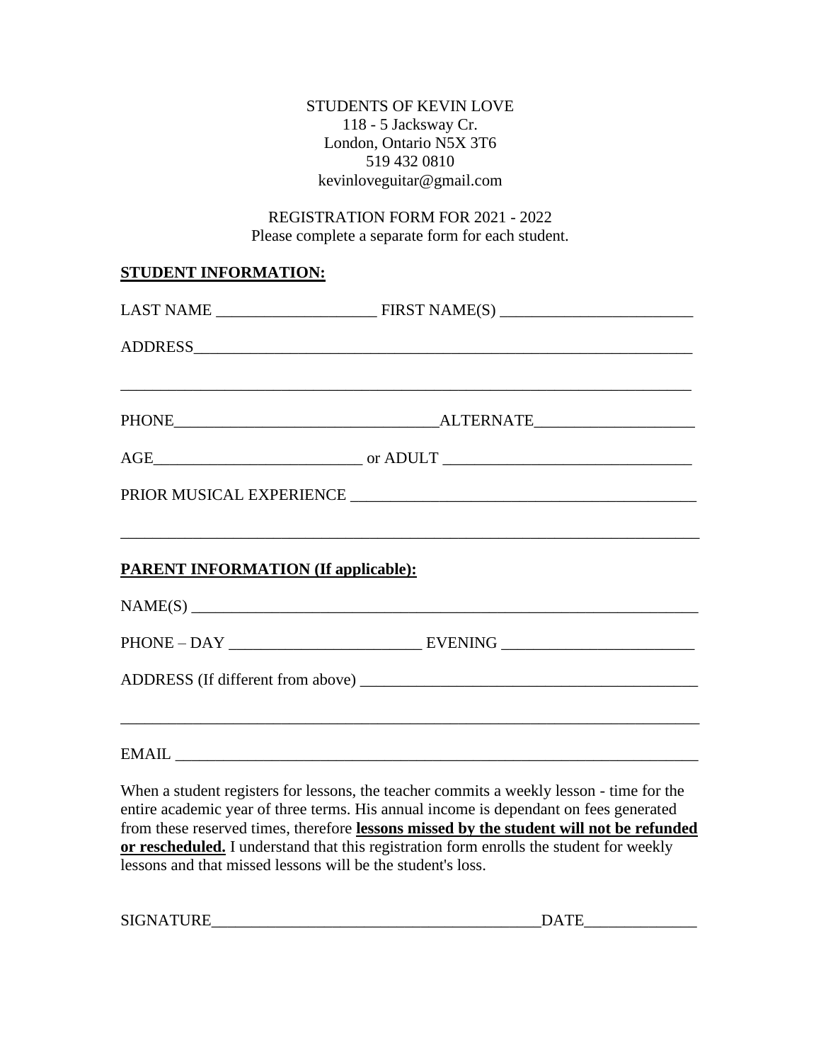STUDENTS OF KEVIN LOVE
118 - 5 Jacksway Cr.
London, Ontario N5X 3T6
519 432 0810
kevinloveguitar@gmail.com

REGISTRATION FORM FOR 2021 - 2022
Please complete a separate form for each student.

**STUDENT INFORMATION:**

LAST NAME ____________________ FIRST NAME(S) ________________________

ADDRESS______________________________________________________________

_____________________________________________________________________

PHONE________________________________ALTERNATE____________________

AGE__________________________ or ADULT ______________________________

PRIOR MUSICAL EXPERIENCE __________________________________________

_____________________________________________________________________

**PARENT INFORMATION (If applicable):**

NAME(S) ______________________________________________________________

PHONE – DAY _______________________ EVENING ________________________

ADDRESS (If different from above) __________________________________________

_____________________________________________________________________

EMAIL ________________________________________________________________

When a student registers for lessons, the teacher commits a weekly lesson - time for the entire academic year of three terms. His annual income is dependant on fees generated from these reserved times, therefore **lessons missed by the student will not be refunded or rescheduled.** I understand that this registration form enrolls the student for weekly lessons and that missed lessons will be the student's loss.

SIGNATURE________________________________________DATE______________